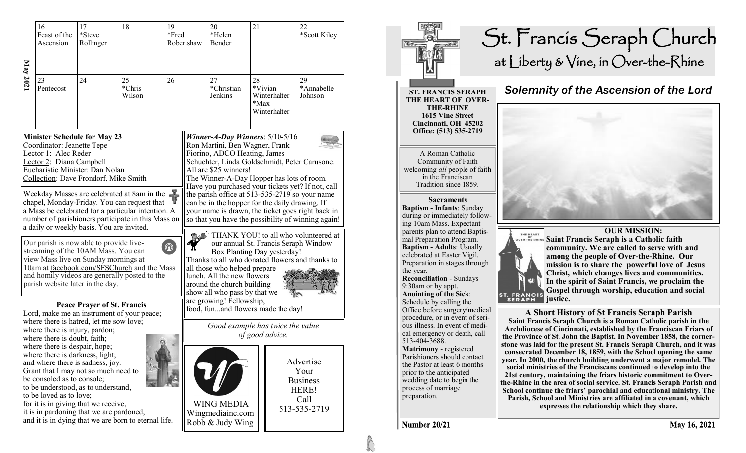# St. Francis Seraph Church

## at Liberty & Vine, in Over-the-Rhine

**ST. FRANCIS SERAPH THE HEART OF OVER-THE-RHINE**
**1615 Vine Street**
**Cincinnati, OH 45202**
**Office: (513) 535-2719**

A Roman Catholic Community of Faith welcoming *all* people of faith in the Franciscan Tradition since 1859.

## *Solemnity of the Ascension of the Lord*

### Sacraments

**Baptism - Infants**: Sunday during or immediately following 10am Mass. Expectant parents plan to attend Baptismal Preparation Program.

**Baptism - Adults**: Usually celebrated at Easter Vigil. Preparation in stages through the year.

**Reconciliation** - Sundays 9:30am or by appt.

**Anointing of the Sick**: Schedule by calling the Office before surgery/medical procedure, or in event of serious illness. In event of medical emergency or death, call 513-404-3688.

**Matrimony** - registered Parishioners should contact the Pastor at least 6 months prior to the anticipated wedding date to begin the process of marriage preparation.

### OUR MISSION:

**Saint Francis Seraph is a Catholic faith community. We are called to serve with and among the people of Over-the-Rhine. Our mission is to share the powerful love of Jesus Christ, which changes lives and communities. In the spirit of Saint Francis, we proclaim the Gospel through worship, education and social justice.**

### A Short History of St Francis Seraph Parish

**Saint Francis Seraph Church is a Roman Catholic parish in the Archdiocese of Cincinnati, established by the Franciscan Friars of the Province of St. John the Baptist. In November 1858, the cornerstone was laid for the present St. Francis Seraph Church, and it was consecrated December 18, 1859, with the School opening the same year. In 2000, the church building underwent a major remodel. The social ministries of the Franciscans continued to develop into the 21st century, maintaining the friars historic commitment to Over-the-Rhine in the area of social service. St. Francis Seraph Parish and School continue the friars' parochial and educational ministry. The Parish, School and Ministries are affiliated in a covenant, which expresses the relationship which they share.**

Number 20/21 — May 16, 2021

---

### May 2021

| 16 | 17 | 18 | 19 | 20 | 21 | 22 |
|---|---|---|---|---|---|---|
| Feast of the Ascension | *Steve Rollinger | | *Fred Robertshaw | *Helen Bender | | *Scott Kiley |
| **23** | **24** | **25** | **26** | **27** | **28** | **29** |
| Pentecost | | *Chris Wilson | | *Christian Jenkins | *Vivian Winterhalter *Max Winterhalter | *Annabelle Johnson |

### Minister Schedule for May 23

Coordinator: Jeanette Tepe
Lector 1: Alec Reder
Lector 2: Diana Campbell
Eucharistic Minister: Dan Nolan
Collection: Dave Frondorf, Mike Smith

Weekday Masses are celebrated at 8am in the chapel, Monday-Friday. You can request that a Mass be celebrated for a particular intention. A number of parishioners participate in this Mass on a daily or weekly basis. You are invited.

Our parish is now able to provide live-streaming of the 10AM Mass. You can view Mass live on Sunday mornings at 10am at facebook.com/SFSChurch and the Mass and homily videos are generally posted to the parish website later in the day.

### Peace Prayer of St. Francis

Lord, make me an instrument of your peace;
where there is hatred, let me sow love;
where there is injury, pardon;
where there is doubt, faith;
where there is despair, hope;
where there is darkness, light;
and where there is sadness, joy.
Grant that I may not so much need to be consoled as to console;
to be understood, as to understand,
to be loved as to love;
for it is in giving that we receive,
it is in pardoning that we are pardoned,
and it is in dying that we are born to eternal life.

***Winner-A-Day Winners***: 5/10-5/16
Ron Martini, Ben Wagner, Frank Fiorino, ADCO Heating, James Schuchter, Linda Goldschmidt, Peter Carusone. All are $25 winners!
The Winner-A-Day Hopper has lots of room. Have you purchased your tickets yet? If not, call the parish office at 513-535-2719 so your name can be in the hopper for the daily drawing. If your name is drawn, the ticket goes right back in so that you have the possibility of winning again!

THANK YOU! to all who volunteered at our annual St. Francis Seraph Window Box Planting Day yesterday!
Thanks to all who donated flowers and thanks to all those who helped prepare lunch. All the new flowers around the church building show all who pass by that we are growing! Fellowship, food, fun...and flowers made the day!

*Good example has twice the value of good advice.*

WING MEDIA
Wingmediainc.com
Robb & Judy Wing

Advertise Your Business HERE!
Call 513-535-2719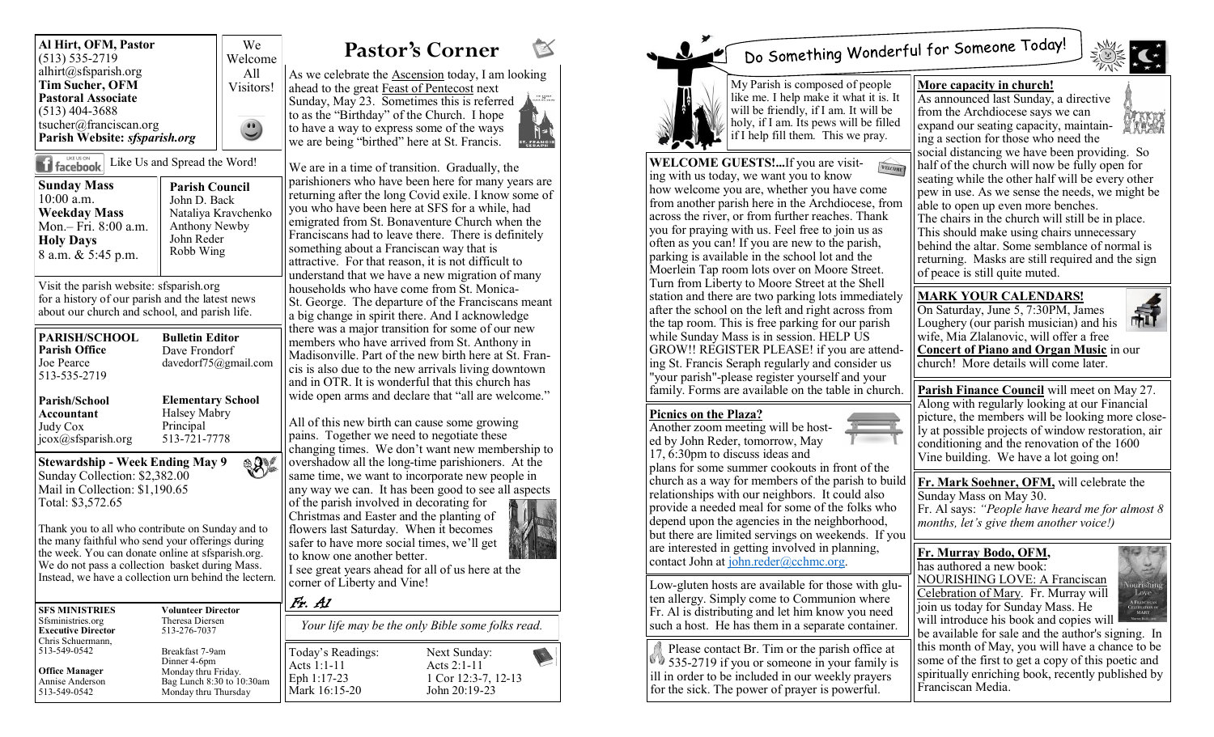| | |
|---|---|
| **Al Hirt, OFM, Pastor**<br>(513) 535-2719<br>alhirt@sfsparish.org<br>**Tim Sucher, OFM**<br>**Pastoral Associate**<br>(513) 404-3688<br>tsucher@franciscan.org<br>***Parish Website: sfsparish.org*** | We Welcome All Visitors! |

Like Us and Spread the Word!

| | |
|---|---|
| **Sunday Mass**<br>10:00 a.m.<br>**Weekday Mass**<br>Mon.– Fri. 8:00 a.m.<br>**Holy Days**<br>8 a.m. & 5:45 p.m. | **Parish Council**<br>John D. Back<br>Nataliya Kravchenko<br>Anthony Newby<br>John Reder<br>Robb Wing |

Visit the parish website: sfsparish.org for a history of our parish and the latest news about our church and school, and parish life.

| | |
|---|---|
| **PARISH/SCHOOL Parish Office**<br>Joe Pearce<br>513-535-2719 | **Bulletin Editor**<br>Dave Frondorf<br>davedorf75@gmail.com |
| **Parish/School Accountant**<br>Judy Cox<br>jcox@sfsparish.org | **Elementary School**<br>Halsey Mabry<br>Principal<br>513-721-7778 |

**Stewardship - Week Ending May 9**

Sunday Collection: $2,382.00
Mail in Collection: $1,190.65
Total: $3,572.65

Thank you to all who contribute on Sunday and to the many faithful who send your offerings during the week. You can donate online at sfsparish.org. We do not pass a collection basket during Mass. Instead, we have a collection urn behind the lectern.

| | |
|---|---|
| **SFS MINISTRIES**<br>Sfsministries.org<br>**Executive Director**<br>Chris Schuermann,<br>513-549-0542 | **Volunteer Director**<br>Theresa Diersen<br>513-276-7037 |
| **Office Manager**<br>Annise Anderson<br>513-549-0542 | Breakfast 7-9am<br>Dinner 4-6pm<br>Monday thru Friday.<br>Bag Lunch 8:30 to 10:30am<br>Monday thru Thursday |

# Pastor's Corner

As we celebrate the Ascension today, I am looking ahead to the great Feast of Pentecost next Sunday, May 23. Sometimes this is referred to as the "Birthday" of the Church. I hope to have a way to express some of the ways we are being "birthed" here at St. Francis.

We are in a time of transition. Gradually, the parishioners who have been here for many years are returning after the long Covid exile. I know some of you who have been here at SFS for a while, had emigrated from St. Bonaventure Church when the Franciscans had to leave there. There is definitely something about a Franciscan way that is attractive. For that reason, it is not difficult to understand that we have a new migration of many households who have come from St. Monica-St. George. The departure of the Franciscans meant a big change in spirit there. And I acknowledge there was a major transition for some of our new members who have arrived from St. Anthony in Madisonville. Part of the new birth here at St. Francis is also due to the new arrivals living downtown and in OTR. It is wonderful that this church has wide open arms and declare that "all are welcome."

All of this new birth can cause some growing pains. Together we need to negotiate these changing times. We don't want new membership to overshadow all the long-time parishioners. At the same time, we want to incorporate new people in any way we can. It has been good to see all aspects of the parish involved in decorating for Christmas and Easter and the planting of flowers last Saturday. When it becomes safer to have more social times, we'll get to know one another better.

I see great years ahead for all of us here at the corner of Liberty and Vine!

*Fr. Al*

*Your life may be the only Bible some folks read.*

| | |
|---|---|
| Today's Readings:<br>Acts 1:1-11<br>Eph 1:17-23<br>Mark 16:15-20 | Next Sunday:<br>Acts 2:1-11<br>1 Cor 12:3-7, 12-13<br>John 20:19-23 |

## Do Something Wonderful for Someone Today!

My Parish is composed of people like me. I help make it what it is. It will be friendly, if I am. It will be holy, if I am. Its pews will be filled if I help fill them. This we pray.

**WELCOME GUESTS!...**If you are visiting with us today, we want you to know how welcome you are, whether you have come from another parish here in the Archdiocese, from across the river, or from further reaches. Thank you for praying with us. Feel free to join us as often as you can! If you are new to the parish, parking is available in the school lot and the Moerlein Tap room lots over on Moore Street. Turn from Liberty to Moore Street at the Shell station and there are two parking lots immediately after the school on the left and right across from the tap room. This is free parking for our parish while Sunday Mass is in session. HELP US GROW!! REGISTER PLEASE! if you are attending St. Francis Seraph regularly and consider us "your parish"-please register yourself and your family. Forms are available on the table in church.

**Picnics on the Plaza?**

Another zoom meeting will be hosted by John Reder, tomorrow, May 17, 6:30pm to discuss ideas and plans for some summer cookouts in front of the church as a way for members of the parish to build relationships with our neighbors. It could also provide a needed meal for some of the folks who depend upon the agencies in the neighborhood, but there are limited servings on weekends. If you are interested in getting involved in planning, contact John at john.reder@cchmc.org.

Low-gluten hosts are available for those with gluten allergy. Simply come to Communion where Fr. Al is distributing and let him know you need such a host. He has them in a separate container.

Please contact Br. Tim or the parish office at 535-2719 if you or someone in your family is ill in order to be included in our weekly prayers for the sick. The power of prayer is powerful.

**More capacity in church!**

As announced last Sunday, a directive from the Archdiocese says we can expand our seating capacity, maintaining a section for those who need the social distancing we have been providing. So half of the church will now be fully open for seating while the other half will be every other pew in use. As we sense the needs, we might be able to open up even more benches. The chairs in the church will still be in place. This should make using chairs unnecessary behind the altar. Some semblance of normal is returning. Masks are still required and the sign of peace is still quite muted.

**MARK YOUR CALENDARS!**

On Saturday, June 5, 7:30PM, James Loughery (our parish musician) and his wife, Mia Zlalanovic, will offer a free **Concert of Piano and Organ Music** in our church! More details will come later.

**Parish Finance Council** will meet on May 27. Along with regularly looking at our Financial picture, the members will be looking more closely at possible projects of window restoration, air conditioning and the renovation of the 1600 Vine building. We have a lot going on!

**Fr. Mark Soehner, OFM,** will celebrate the Sunday Mass on May 30.
Fr. Al says: *"People have heard me for almost 8 months, let's give them another voice!)*

**Fr. Murray Bodo, OFM,**

has authored a new book: NOURISHING LOVE: A Franciscan Celebration of Mary. Fr. Murray will join us today for Sunday Mass. He will introduce his book and copies will be available for sale and the author's signing. In this month of May, you will have a chance to be some of the first to get a copy of this poetic and spiritually enriching book, recently published by Franciscan Media.